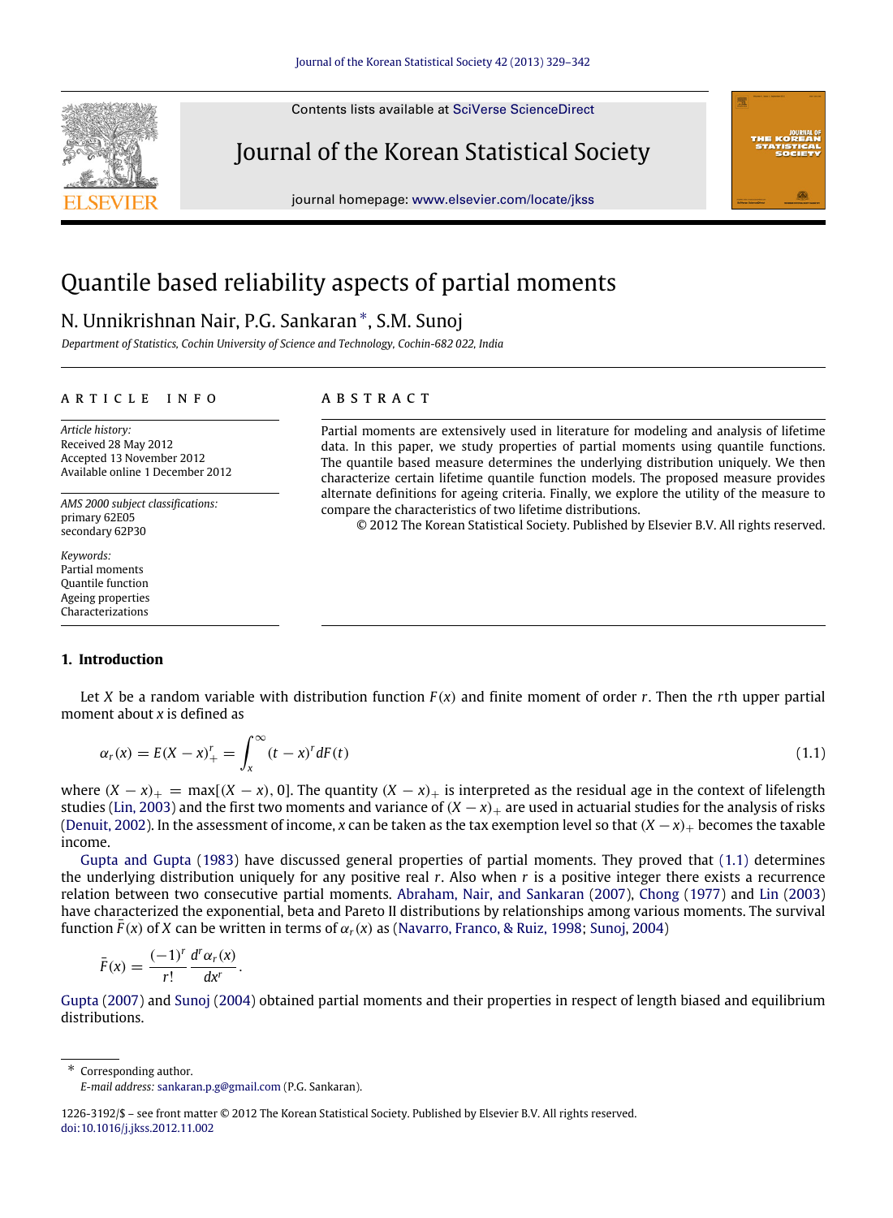Contents lists available at SciVerse ScienceDirect

# Journal of the Korean Statistical Society

journal homepage: www.elsevier.com/locate/jkss

# Quantile based reliability aspects of partial moments

N. Unnikrishnan Nair, P.G. Sankaran [*], S.M. Sunoj

*Department of Statistics, Cochin University of Science and Technology, Cochin-682 022, India*

## ARTICLE INFO

*Article history:*
Received 28 May 2012
Accepted 13 November 2012
Available online 1 December 2012

*AMS 2000 subject classifications:*
primary 62E05
secondary 62P30

*Keywords:*
Partial moments
Quantile function
Ageing properties
Characterizations

## ABSTRACT

Partial moments are extensively used in literature for modeling and analysis of lifetime data. In this paper, we study properties of partial moments using quantile functions. The quantile based measure determines the underlying distribution uniquely. We then characterize certain lifetime quantile function models. The proposed measure provides alternate definitions for ageing criteria. Finally, we explore the utility of the measure to compare the characteristics of two lifetime distributions.

© 2012 The Korean Statistical Society. Published by Elsevier B.V. All rights reserved.

## 1. Introduction

Let $X$ be a random variable with distribution function $F(x)$ and finite moment of order $r$. Then the $r$th upper partial moment about $x$ is defined as

$$\alpha_r(x) = E(X-x)_+^r = \int_x^\infty (t-x)^r dF(t) \tag{1.1}$$

where $(X-x)_+ = \max[(X-x), 0]$. The quantity $(X-x)_+$ is interpreted as the residual age in the context of lifelength studies (Lin, 2003) and the first two moments and variance of $(X-x)_+$ are used in actuarial studies for the analysis of risks (Denuit, 2002). In the assessment of income, $x$ can be taken as the tax exemption level so that $(X-x)_+$ becomes the taxable income.

Gupta and Gupta (1983) have discussed general properties of partial moments. They proved that (1.1) determines the underlying distribution uniquely for any positive real $r$. Also when $r$ is a positive integer there exists a recurrence relation between two consecutive partial moments. Abraham, Nair, and Sankaran (2007), Chong (1977) and Lin (2003) have characterized the exponential, beta and Pareto II distributions by relationships among various moments. The survival function $\bar{F}(x)$ of $X$ can be written in terms of $\alpha_r(x)$ as (Navarro, Franco, & Ruiz, 1998; Sunoj, 2004)

$$\bar{F}(x) = \frac{(-1)^r}{r!}\frac{d^r\alpha_r(x)}{dx^r}.$$

Gupta (2007) and Sunoj (2004) obtained partial moments and their properties in respect of length biased and equilibrium distributions.

[*] Corresponding author.
*E-mail address:* sankaran.p.g@gmail.com (P.G. Sankaran).

1226-3192/$ – see front matter © 2012 The Korean Statistical Society. Published by Elsevier B.V. All rights reserved.
doi:10.1016/j.jkss.2012.11.002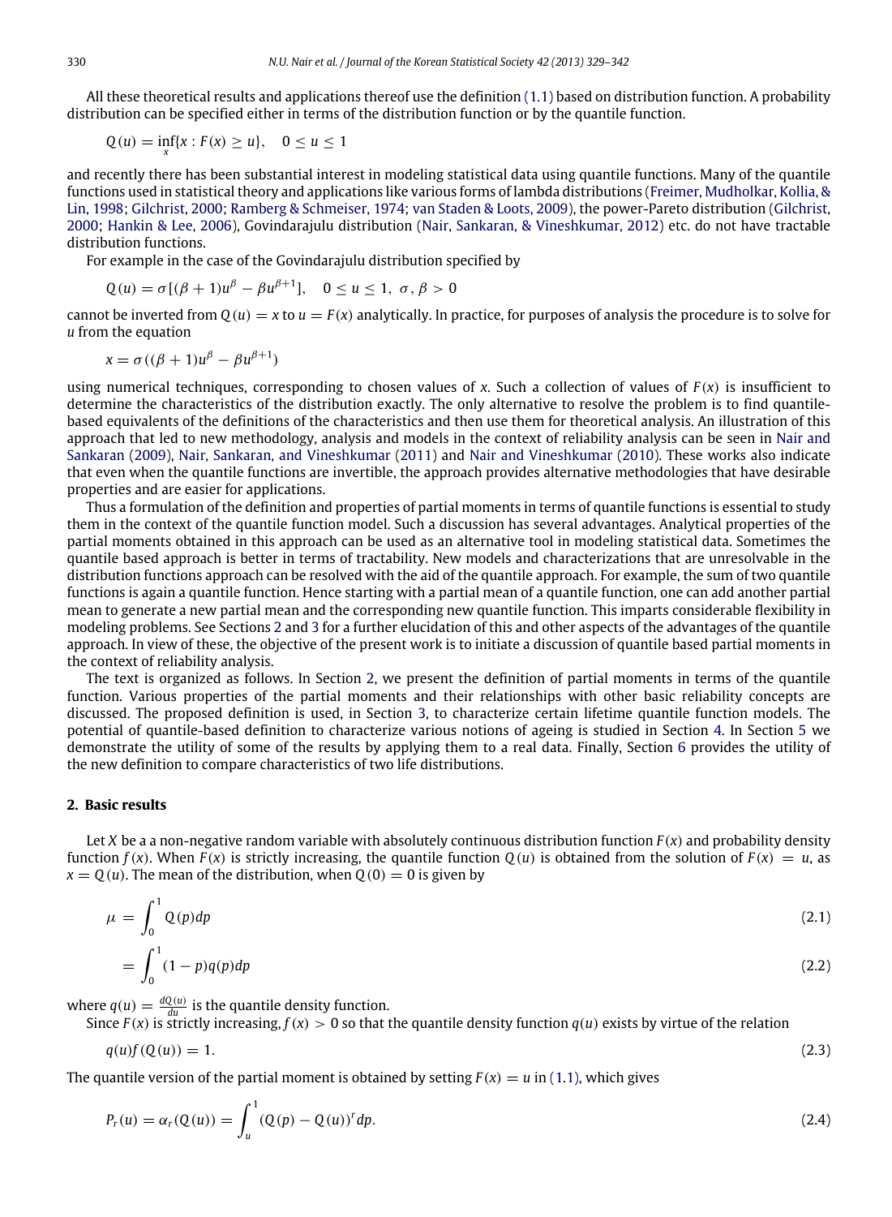All these theoretical results and applications thereof use the definition (1.1) based on distribution function. A probability distribution can be specified either in terms of the distribution function or by the quantile function.

$$Q(u) = \inf_{x}\{x : F(x) \geq u\}, \quad 0 \leq u \leq 1$$

and recently there has been substantial interest in modeling statistical data using quantile functions. Many of the quantile functions used in statistical theory and applications like various forms of lambda distributions (Freimer, Mudholkar, Kollia, & Lin, 1998; Gilchrist, 2000; Ramberg & Schmeiser, 1974; van Staden & Loots, 2009), the power-Pareto distribution (Gilchrist, 2000; Hankin & Lee, 2006), Govindarajulu distribution (Nair, Sankaran, & Vineshkumar, 2012) etc. do not have tractable distribution functions.

For example in the case of the Govindarajulu distribution specified by

$$Q(u) = \sigma[(\beta + 1)u^{\beta} - \beta u^{\beta+1}], \quad 0 \leq u \leq 1, \ \sigma, \beta > 0$$

cannot be inverted from $Q(u) = x$ to $u = F(x)$ analytically. In practice, for purposes of analysis the procedure is to solve for $u$ from the equation

$$x = \sigma((\beta + 1)u^{\beta} - \beta u^{\beta+1})$$

using numerical techniques, corresponding to chosen values of $x$. Such a collection of values of $F(x)$ is insufficient to determine the characteristics of the distribution exactly. The only alternative to resolve the problem is to find quantile-based equivalents of the definitions of the characteristics and then use them for theoretical analysis. An illustration of this approach that led to new methodology, analysis and models in the context of reliability analysis can be seen in Nair and Sankaran (2009), Nair, Sankaran, and Vineshkumar (2011) and Nair and Vineshkumar (2010). These works also indicate that even when the quantile functions are invertible, the approach provides alternative methodologies that have desirable properties and are easier for applications.

Thus a formulation of the definition and properties of partial moments in terms of quantile functions is essential to study them in the context of the quantile function model. Such a discussion has several advantages. Analytical properties of the partial moments obtained in this approach can be used as an alternative tool in modeling statistical data. Sometimes the quantile based approach is better in terms of tractability. New models and characterizations that are unresolvable in the distribution functions approach can be resolved with the aid of the quantile approach. For example, the sum of two quantile functions is again a quantile function. Hence starting with a partial mean of a quantile function, one can add another partial mean to generate a new partial mean and the corresponding new quantile function. This imparts considerable flexibility in modeling problems. See Sections 2 and 3 for a further elucidation of this and other aspects of the advantages of the quantile approach. In view of these, the objective of the present work is to initiate a discussion of quantile based partial moments in the context of reliability analysis.

The text is organized as follows. In Section 2, we present the definition of partial moments in terms of the quantile function. Various properties of the partial moments and their relationships with other basic reliability concepts are discussed. The proposed definition is used, in Section 3, to characterize certain lifetime quantile function models. The potential of quantile-based definition to characterize various notions of ageing is studied in Section 4. In Section 5 we demonstrate the utility of some of the results by applying them to a real data. Finally, Section 6 provides the utility of the new definition to compare characteristics of two life distributions.

## 2. Basic results

Let $X$ be a a non-negative random variable with absolutely continuous distribution function $F(x)$ and probability density function $f(x)$. When $F(x)$ is strictly increasing, the quantile function $Q(u)$ is obtained from the solution of $F(x) = u$, as $x = Q(u)$. The mean of the distribution, when $Q(0) = 0$ is given by

$$\mu = \int_0^1 Q(p)dp \tag{2.1}$$

$$= \int_0^1 (1-p)q(p)dp \tag{2.2}$$

where $q(u) = \frac{dQ(u)}{du}$ is the quantile density function.

Since $F(x)$ is strictly increasing, $f(x) > 0$ so that the quantile density function $q(u)$ exists by virtue of the relation

$$q(u)f(Q(u)) = 1. \tag{2.3}$$

The quantile version of the partial moment is obtained by setting $F(x) = u$ in (1.1), which gives

$$P_r(u) = \alpha_r(Q(u)) = \int_u^1 (Q(p) - Q(u))^r dp. \tag{2.4}$$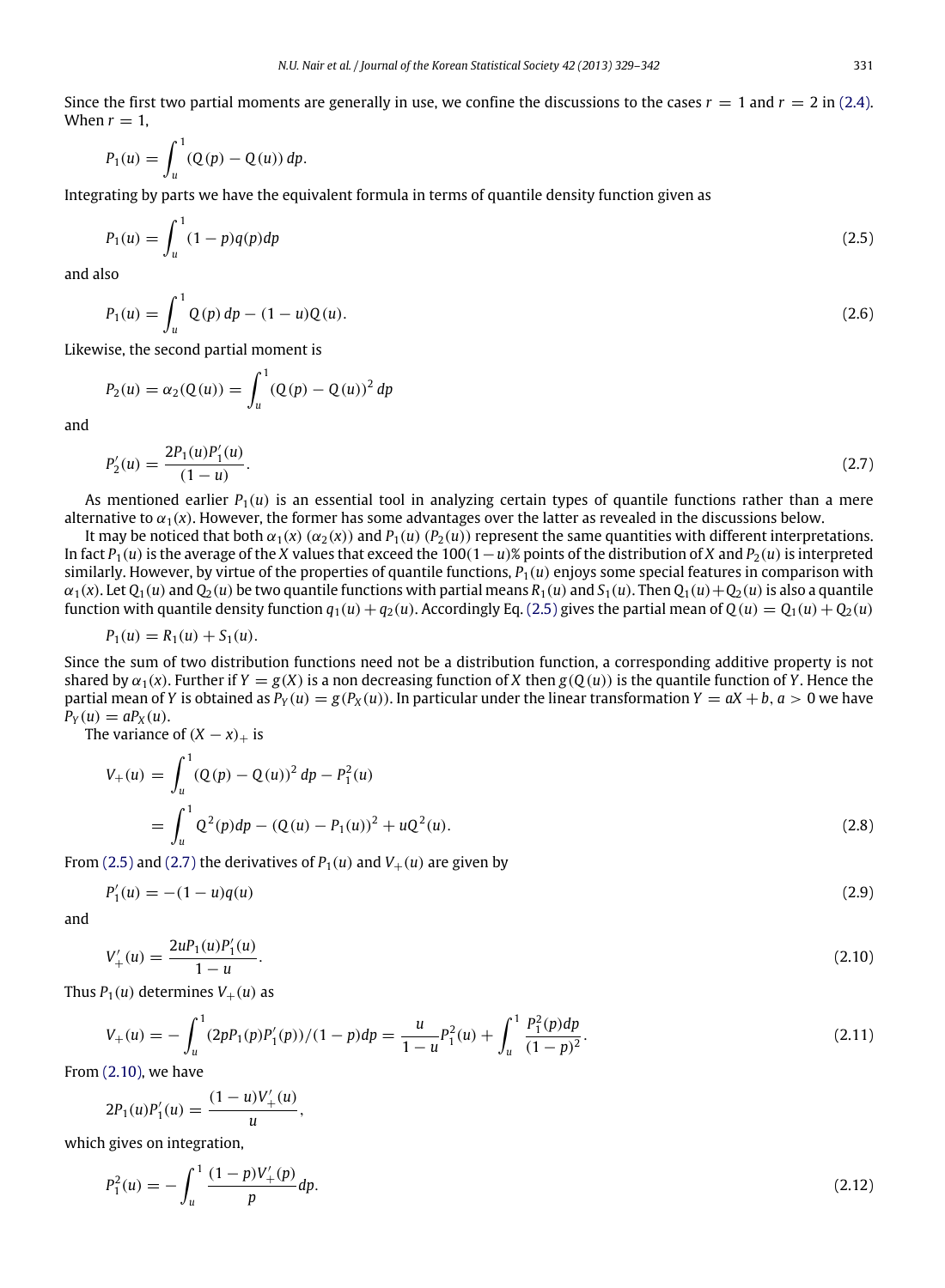Since the first two partial moments are generally in use, we confine the discussions to the cases $r = 1$ and $r = 2$ in (2.4). When $r = 1$,

$$P_1(u) = \int_u^1 (Q(p) - Q(u))\, dp.$$

Integrating by parts we have the equivalent formula in terms of quantile density function given as

$$P_1(u) = \int_u^1 (1-p)q(p)dp \tag{2.5}$$

and also

$$P_1(u) = \int_u^1 Q(p)\, dp - (1-u)Q(u). \tag{2.6}$$

Likewise, the second partial moment is

$$P_2(u) = \alpha_2(Q(u)) = \int_u^1 (Q(p) - Q(u))^2\, dp$$

and

$$P_2'(u) = \frac{2P_1(u)P_1'(u)}{(1-u)}. \tag{2.7}$$

As mentioned earlier $P_1(u)$ is an essential tool in analyzing certain types of quantile functions rather than a mere alternative to $\alpha_1(x)$. However, the former has some advantages over the latter as revealed in the discussions below.

It may be noticed that both $\alpha_1(x)$ ($\alpha_2(x)$) and $P_1(u)$ ($P_2(u)$) represent the same quantities with different interpretations. In fact $P_1(u)$ is the average of the $X$ values that exceed the $100(1-u)$% points of the distribution of $X$ and $P_2(u)$ is interpreted similarly. However, by virtue of the properties of quantile functions, $P_1(u)$ enjoys some special features in comparison with $\alpha_1(x)$. Let $Q_1(u)$ and $Q_2(u)$ be two quantile functions with partial means $R_1(u)$ and $S_1(u)$. Then $Q_1(u)+Q_2(u)$ is also a quantile function with quantile density function $q_1(u) + q_2(u)$. Accordingly Eq. (2.5) gives the partial mean of $Q(u) = Q_1(u) + Q_2(u)$

$$P_1(u) = R_1(u) + S_1(u).$$

Since the sum of two distribution functions need not be a distribution function, a corresponding additive property is not shared by $\alpha_1(x)$. Further if $Y = g(X)$ is a non decreasing function of $X$ then $g(Q(u))$ is the quantile function of $Y$. Hence the partial mean of $Y$ is obtained as $P_Y(u) = g(P_X(u))$. In particular under the linear transformation $Y = aX + b$, $a > 0$ we have $P_Y(u) = aP_X(u)$.

The variance of $(X - x)_+$ is

$$\begin{aligned} V_+(u) &= \int_u^1 (Q(p) - Q(u))^2\, dp - P_1^2(u) \\ &= \int_u^1 Q^2(p)dp - (Q(u) - P_1(u))^2 + uQ^2(u). \end{aligned} \tag{2.8}$$

From (2.5) and (2.7) the derivatives of $P_1(u)$ and $V_+(u)$ are given by

$$P_1'(u) = -(1-u)q(u) \tag{2.9}$$

and

$$V_+'(u) = \frac{2uP_1(u)P_1'(u)}{1-u}. \tag{2.10}$$

Thus $P_1(u)$ determines $V_+(u)$ as

$$V_+(u) = -\int_u^1 (2pP_1(p)P_1'(p))/(1-p)dp = \frac{u}{1-u}P_1^2(u) + \int_u^1 \frac{P_1^2(p)dp}{(1-p)^2}. \tag{2.11}$$

From (2.10), we have

$$2P_1(u)P_1'(u) = \frac{(1-u)V_+'(u)}{u},$$

which gives on integration,

$$P_1^2(u) = -\int_u^1 \frac{(1-p)V_+'(p)}{p}dp. \tag{2.12}$$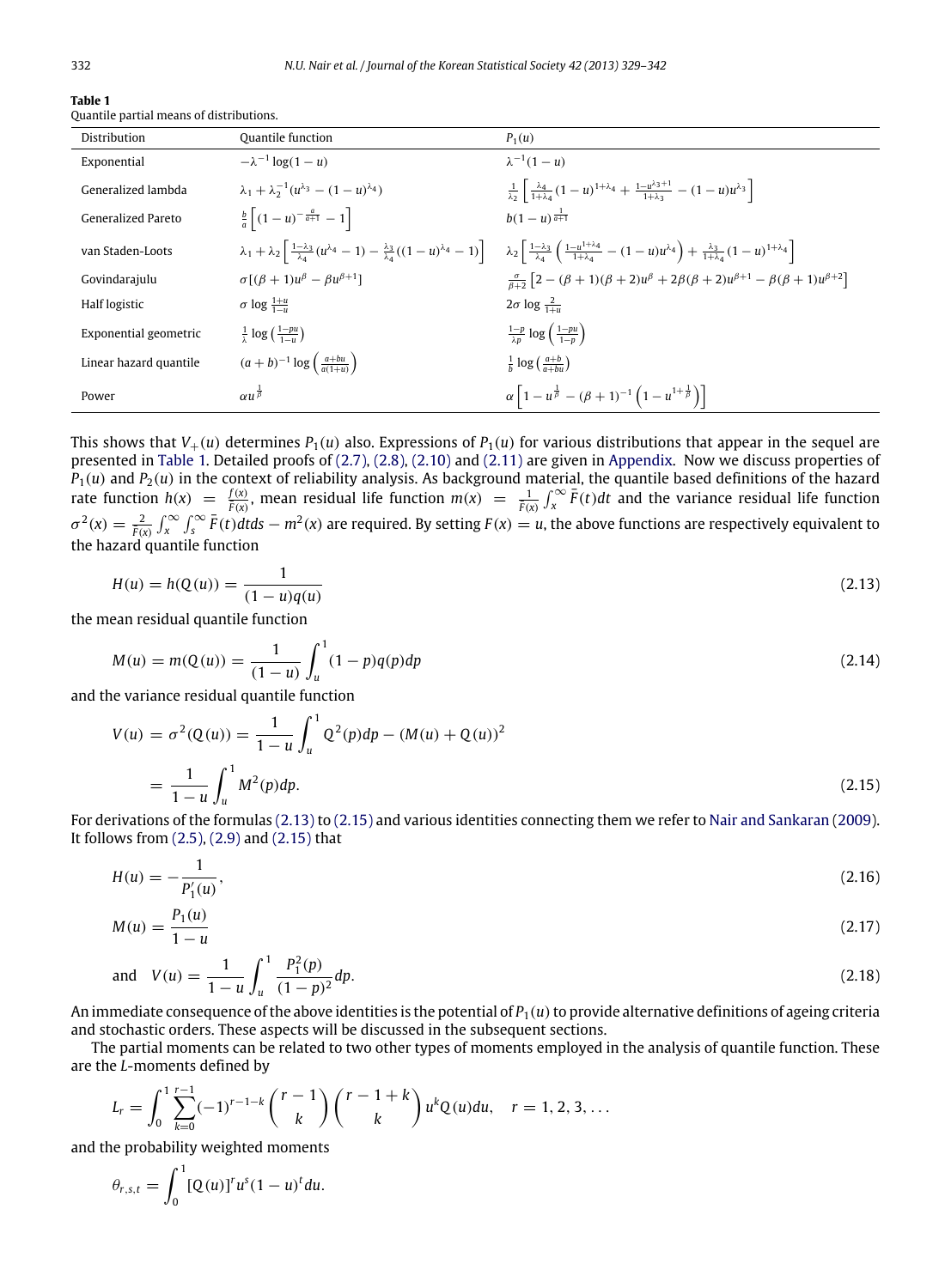**Table 1**
Quantile partial means of distributions.

| Distribution | Quantile function | $P_1(u)$ |
|---|---|---|
| Exponential | $-\lambda^{-1}\log(1-u)$ | $\lambda^{-1}(1-u)$ |
| Generalized lambda | $\lambda_1+\lambda_2^{-1}(u^{\lambda_3}-(1-u)^{\lambda_4})$ | $\frac{1}{\lambda_2}\left[\frac{\lambda_4}{1+\lambda_4}(1-u)^{1+\lambda_4}+\frac{1-u^{\lambda_3+1}}{1+\lambda_3}-(1-u)u^{\lambda_3}\right]$ |
| Generalized Pareto | $\frac{b}{a}\left[(1-u)^{-\frac{a}{a+1}}-1\right]$ | $b(1-u)^{\frac{1}{a+1}}$ |
| van Staden-Loots | $\lambda_1+\lambda_2\left[\frac{1-\lambda_3}{\lambda_4}(u^{\lambda_4}-1)-\frac{\lambda_3}{\lambda_4}((1-u)^{\lambda_4}-1)\right]$ | $\lambda_2\left[\frac{1-\lambda_3}{\lambda_4}\left(\frac{1-u^{1+\lambda_4}}{1+\lambda_4}-(1-u)u^{\lambda_4}\right)+\frac{\lambda_3}{1+\lambda_4}(1-u)^{1+\lambda_4}\right]$ |
| Govindarajulu | $\sigma[(\beta+1)u^{\beta}-\beta u^{\beta+1}]$ | $\frac{\sigma}{\beta+2}\left[2-(\beta+1)(\beta+2)u^{\beta}+2\beta(\beta+2)u^{\beta+1}-\beta(\beta+1)u^{\beta+2}\right]$ |
| Half logistic | $\sigma\log\frac{1+u}{1-u}$ | $2\sigma\log\frac{2}{1+u}$ |
| Exponential geometric | $\frac{1}{\lambda}\log\left(\frac{1-pu}{1-u}\right)$ | $\frac{1-p}{\lambda p}\log\left(\frac{1-pu}{1-p}\right)$ |
| Linear hazard quantile | $(a+b)^{-1}\log\left(\frac{a+bu}{a(1+u)}\right)$ | $\frac{1}{b}\log\left(\frac{a+b}{a+bu}\right)$ |
| Power | $\alpha u^{\frac{1}{\beta}}$ | $\alpha\left[1-u^{\frac{1}{\beta}}-(\beta+1)^{-1}\left(1-u^{1+\frac{1}{\beta}}\right)\right]$ |

This shows that $V_+(u)$ determines $P_1(u)$ also. Expressions of $P_1(u)$ for various distributions that appear in the sequel are presented in Table 1. Detailed proofs of (2.7), (2.8), (2.10) and (2.11) are given in Appendix. Now we discuss properties of $P_1(u)$ and $P_2(u)$ in the context of reliability analysis. As background material, the quantile based definitions of the hazard rate function $h(x) = \frac{f(x)}{\bar{F}(x)}$, mean residual life function $m(x) = \frac{1}{\bar{F}(x)}\int_x^{\infty}\bar{F}(t)dt$ and the variance residual life function $\sigma^2(x) = \frac{2}{\bar{F}(x)}\int_x^{\infty}\int_s^{\infty}\bar{F}(t)dtds - m^2(x)$ are required. By setting $F(x) = u$, the above functions are respectively equivalent to the hazard quantile function

$$H(u) = h(Q(u)) = \frac{1}{(1-u)q(u)} \tag{2.13}$$

the mean residual quantile function

$$M(u) = m(Q(u)) = \frac{1}{(1-u)}\int_u^1 (1-p)q(p)dp \tag{2.14}$$

and the variance residual quantile function

$$\begin{aligned} V(u) &= \sigma^2(Q(u)) = \frac{1}{1-u}\int_u^1 Q^2(p)dp - (M(u)+Q(u))^2 \\ &= \frac{1}{1-u}\int_u^1 M^2(p)dp. \end{aligned} \tag{2.15}$$

For derivations of the formulas (2.13) to (2.15) and various identities connecting them we refer to Nair and Sankaran (2009). It follows from (2.5), (2.9) and (2.15) that

$$H(u) = -\frac{1}{P_1'(u)}, \tag{2.16}$$

$$M(u) = \frac{P_1(u)}{1-u} \tag{2.17}$$

$$\text{and} \quad V(u) = \frac{1}{1-u}\int_u^1 \frac{P_1^2(p)}{(1-p)^2}dp. \tag{2.18}$$

An immediate consequence of the above identities is the potential of $P_1(u)$ to provide alternative definitions of ageing criteria and stochastic orders. These aspects will be discussed in the subsequent sections.

The partial moments can be related to two other types of moments employed in the analysis of quantile function. These are the $L$-moments defined by

$$L_r = \int_0^1 \sum_{k=0}^{r-1}(-1)^{r-1-k}\binom{r-1}{k}\binom{r-1+k}{k}u^k Q(u)du, \quad r = 1, 2, 3, \ldots$$

and the probability weighted moments

$$\theta_{r,s,t} = \int_0^1 [Q(u)]^r u^s (1-u)^t du.$$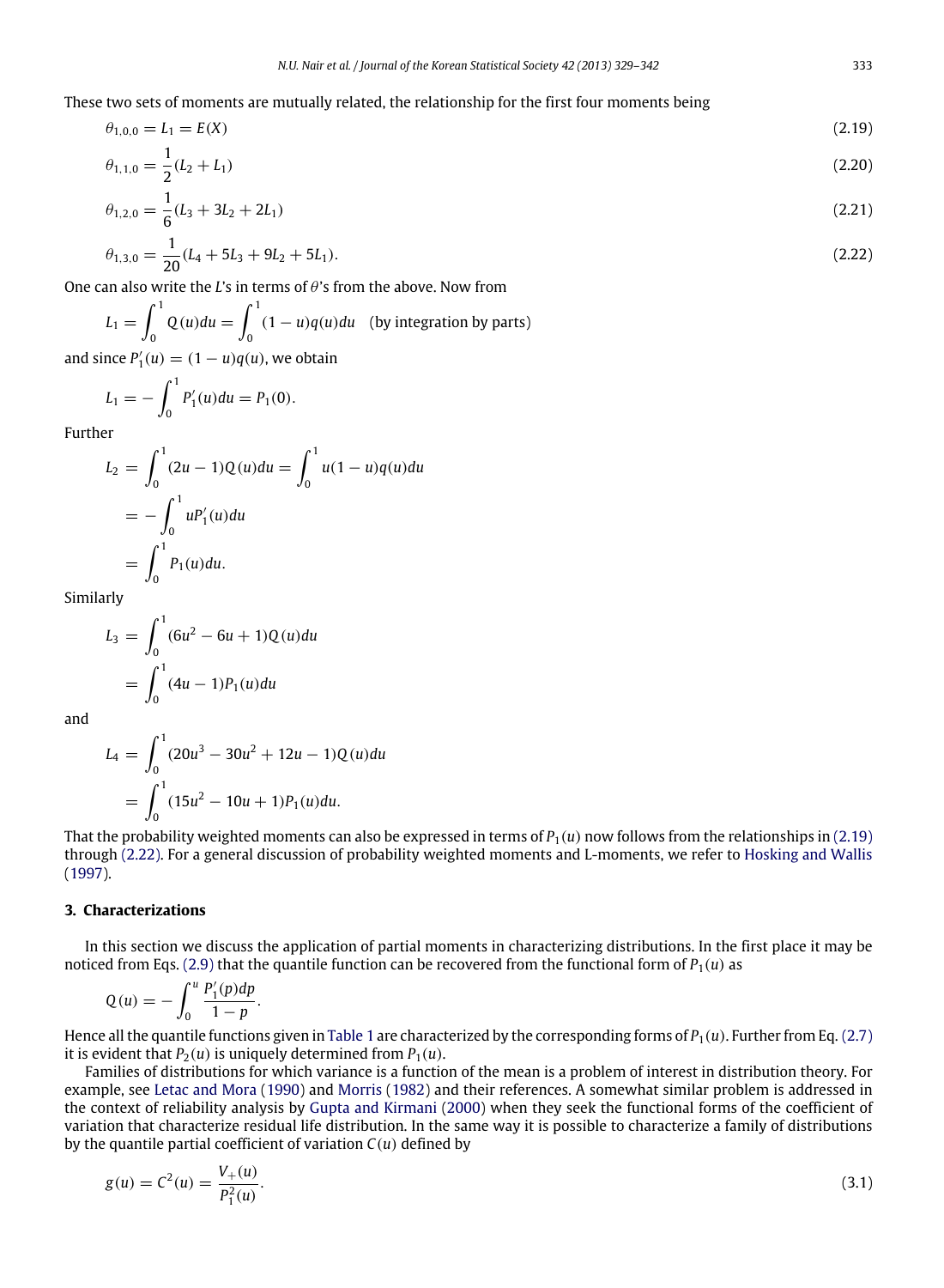These two sets of moments are mutually related, the relationship for the first four moments being

$$\theta_{1,0,0} = L_1 = E(X) \tag{2.19}$$

$$\theta_{1,1,0} = \frac{1}{2}(L_2 + L_1) \tag{2.20}$$

$$\theta_{1,2,0} = \frac{1}{6}(L_3 + 3L_2 + 2L_1) \tag{2.21}$$

$$\theta_{1,3,0} = \frac{1}{20}(L_4 + 5L_3 + 9L_2 + 5L_1). \tag{2.22}$$

One can also write the $L$'s in terms of $\theta$'s from the above. Now from

$$L_1 = \int_0^1 Q(u)du = \int_0^1 (1-u)q(u)du \quad \text{(by integration by parts)}$$

and since $P_1'(u) = (1-u)q(u)$, we obtain

$$L_1 = -\int_0^1 P_1'(u)du = P_1(0).$$

Further

$$\begin{aligned}
L_2 &= \int_0^1 (2u-1)Q(u)du = \int_0^1 u(1-u)q(u)du \\
&= -\int_0^1 uP_1'(u)du \\
&= \int_0^1 P_1(u)du.
\end{aligned}$$

Similarly

$$\begin{aligned}
L_3 &= \int_0^1 (6u^2 - 6u + 1)Q(u)du \\
&= \int_0^1 (4u-1)P_1(u)du
\end{aligned}$$

and

$$\begin{aligned}
L_4 &= \int_0^1 (20u^3 - 30u^2 + 12u - 1)Q(u)du \\
&= \int_0^1 (15u^2 - 10u + 1)P_1(u)du.
\end{aligned}$$

That the probability weighted moments can also be expressed in terms of $P_1(u)$ now follows from the relationships in (2.19) through (2.22). For a general discussion of probability weighted moments and L-moments, we refer to Hosking and Wallis (1997).

## 3. Characterizations

In this section we discuss the application of partial moments in characterizing distributions. In the first place it may be noticed from Eqs. (2.9) that the quantile function can be recovered from the functional form of $P_1(u)$ as

$$Q(u) = -\int_0^u \frac{P_1'(p)dp}{1-p}.$$

Hence all the quantile functions given in Table 1 are characterized by the corresponding forms of $P_1(u)$. Further from Eq. (2.7) it is evident that $P_2(u)$ is uniquely determined from $P_1(u)$.

Families of distributions for which variance is a function of the mean is a problem of interest in distribution theory. For example, see Letac and Mora (1990) and Morris (1982) and their references. A somewhat similar problem is addressed in the context of reliability analysis by Gupta and Kirmani (2000) when they seek the functional forms of the coefficient of variation that characterize residual life distribution. In the same way it is possible to characterize a family of distributions by the quantile partial coefficient of variation $C(u)$ defined by

$$g(u) = C^2(u) = \frac{V_+(u)}{P_1^2(u)}. \tag{3.1}$$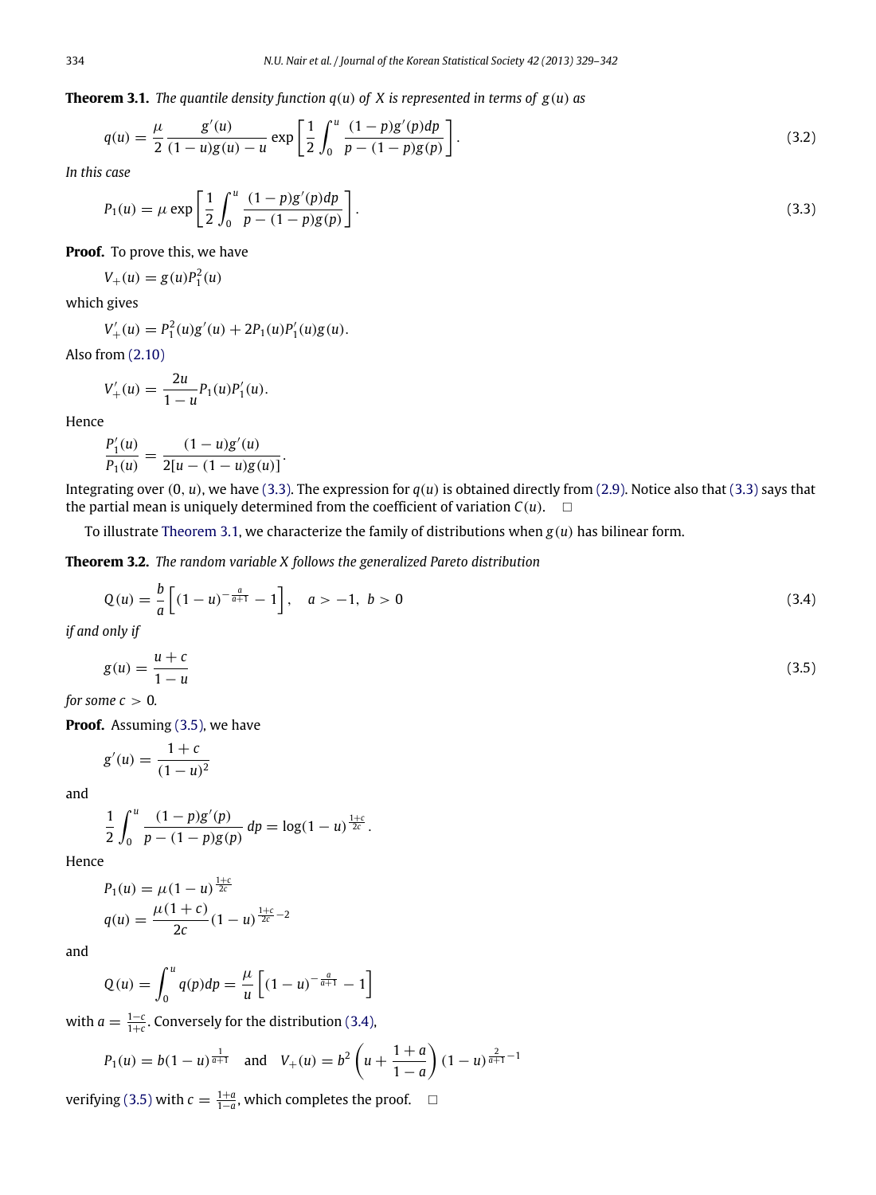**Theorem 3.1.** *The quantile density function $q(u)$ of $X$ is represented in terms of $g(u)$ as*

$$q(u) = \frac{\mu}{2} \frac{g'(u)}{(1-u)g(u) - u} \exp\left[\frac{1}{2}\int_0^u \frac{(1-p)g'(p)dp}{p-(1-p)g(p)}\right]. \tag{3.2}$$

*In this case*

$$P_1(u) = \mu \exp\left[\frac{1}{2}\int_0^u \frac{(1-p)g'(p)dp}{p-(1-p)g(p)}\right]. \tag{3.3}$$

**Proof.** To prove this, we have

$$V_+(u) = g(u)P_1^2(u)$$

which gives

$$V_+'(u) = P_1^2(u)g'(u) + 2P_1(u)P_1'(u)g(u).$$

Also from (2.10)

$$V_+'(u) = \frac{2u}{1-u}P_1(u)P_1'(u).$$

Hence

$$\frac{P_1'(u)}{P_1(u)} = \frac{(1-u)g'(u)}{2[u-(1-u)g(u)]}.$$

Integrating over $(0, u)$, we have (3.3). The expression for $q(u)$ is obtained directly from (2.9). Notice also that (3.3) says that the partial mean is uniquely determined from the coefficient of variation $C(u)$. □

To illustrate Theorem 3.1, we characterize the family of distributions when $g(u)$ has bilinear form.

**Theorem 3.2.** *The random variable $X$ follows the generalized Pareto distribution*

$$Q(u) = \frac{b}{a}\left[(1-u)^{-\frac{a}{a+1}} - 1\right], \quad a > -1,\ b > 0 \tag{3.4}$$

*if and only if*

$$g(u) = \frac{u+c}{1-u} \tag{3.5}$$

*for some $c > 0$.*

**Proof.** Assuming (3.5), we have

$$g'(u) = \frac{1+c}{(1-u)^2}$$

and

$$\frac{1}{2}\int_0^u \frac{(1-p)g'(p)}{p-(1-p)g(p)}\,dp = \log(1-u)^{\frac{1+c}{2c}}.$$

Hence

$$P_1(u) = \mu(1-u)^{\frac{1+c}{2c}}$$

$$q(u) = \frac{\mu(1+c)}{2c}(1-u)^{\frac{1+c}{2c}-2}$$

and

$$Q(u) = \int_0^u q(p)dp = \frac{\mu}{u}\left[(1-u)^{-\frac{a}{a+1}} - 1\right]$$

with $a = \frac{1-c}{1+c}$. Conversely for the distribution (3.4),

$$P_1(u) = b(1-u)^{\frac{1}{a+1}} \quad \text{and} \quad V_+(u) = b^2\left(u + \frac{1+a}{1-a}\right)(1-u)^{\frac{2}{a+1}-1}$$

verifying (3.5) with $c = \frac{1+a}{1-a}$, which completes the proof. □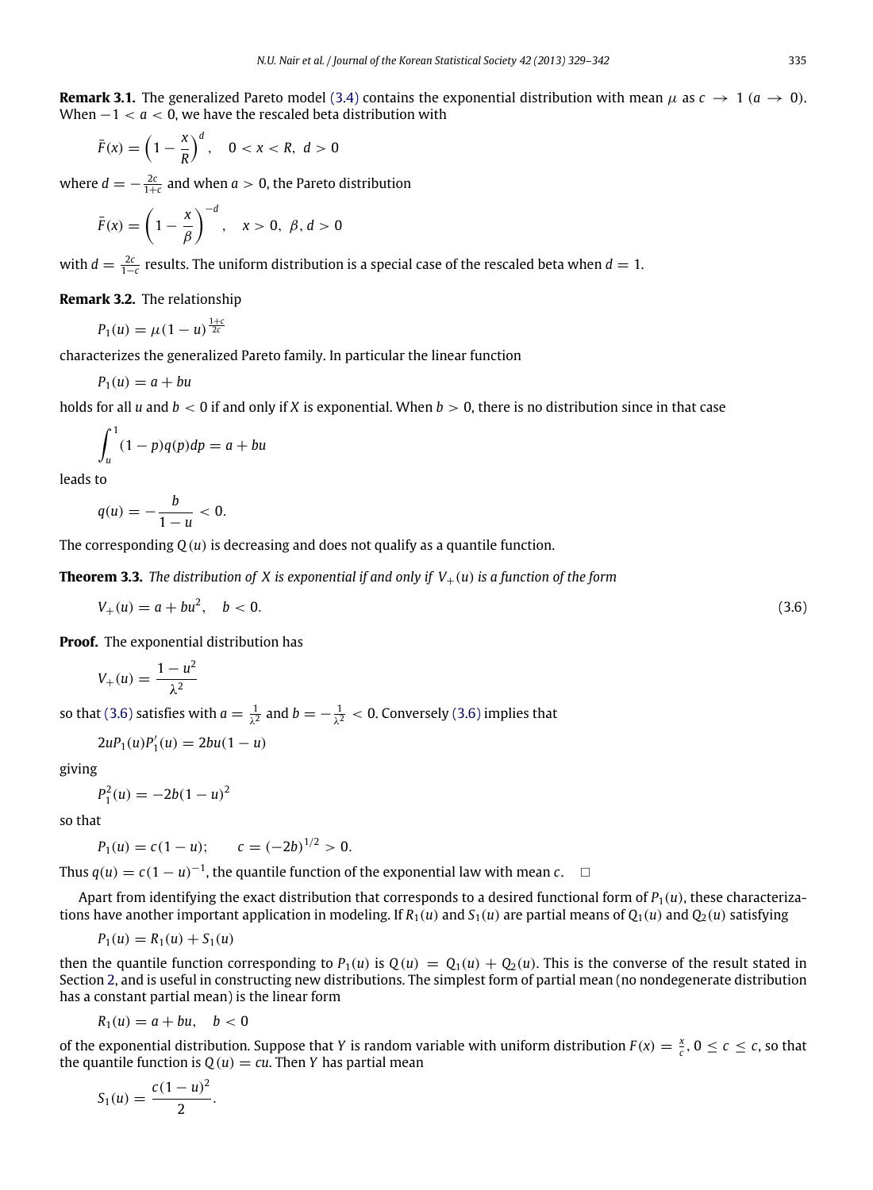**Remark 3.1.** The generalized Pareto model (3.4) contains the exponential distribution with mean $\mu$ as $c \to 1$ ($a \to 0$). When $-1 < a < 0$, we have the rescaled beta distribution with

$$\bar{F}(x) = \left(1 - \frac{x}{R}\right)^{d}, \quad 0 < x < R, \ d > 0$$

where $d = -\frac{2c}{1+c}$ and when $a > 0$, the Pareto distribution

$$\bar{F}(x) = \left(1 - \frac{x}{\beta}\right)^{-d}, \quad x > 0, \ \beta, d > 0$$

with $d = \frac{2c}{1-c}$ results. The uniform distribution is a special case of the rescaled beta when $d = 1$.

**Remark 3.2.** The relationship

$$P_1(u) = \mu(1-u)^{\frac{1+c}{2c}}$$

characterizes the generalized Pareto family. In particular the linear function

$$P_1(u) = a + bu$$

holds for all $u$ and $b < 0$ if and only if $X$ is exponential. When $b > 0$, there is no distribution since in that case

$$\int_u^1 (1-p)q(p)dp = a + bu$$

leads to

$$q(u) = -\frac{b}{1-u} < 0.$$

The corresponding $Q(u)$ is decreasing and does not qualify as a quantile function.

**Theorem 3.3.** *The distribution of $X$ is exponential if and only if $V_+(u)$ is a function of the form*

$$V_+(u) = a + bu^2, \quad b < 0. \tag{3.6}$$

**Proof.** The exponential distribution has

$$V_+(u) = \frac{1-u^2}{\lambda^2}$$

so that (3.6) satisfies with $a = \frac{1}{\lambda^2}$ and $b = -\frac{1}{\lambda^2} < 0$. Conversely (3.6) implies that

$$2uP_1(u)P_1'(u) = 2bu(1-u)$$

giving

$$P_1^2(u) = -2b(1-u)^2$$

so that

$$P_1(u) = c(1-u); \qquad c = (-2b)^{1/2} > 0.$$

Thus $q(u) = c(1-u)^{-1}$, the quantile function of the exponential law with mean $c$. $\square$

Apart from identifying the exact distribution that corresponds to a desired functional form of $P_1(u)$, these characterizations have another important application in modeling. If $R_1(u)$ and $S_1(u)$ are partial means of $Q_1(u)$ and $Q_2(u)$ satisfying

$$P_1(u) = R_1(u) + S_1(u)$$

then the quantile function corresponding to $P_1(u)$ is $Q(u) = Q_1(u) + Q_2(u)$. This is the converse of the result stated in Section 2, and is useful in constructing new distributions. The simplest form of partial mean (no nondegenerate distribution has a constant partial mean) is the linear form

$$R_1(u) = a + bu, \quad b < 0$$

of the exponential distribution. Suppose that $Y$ is random variable with uniform distribution $F(x) = \frac{x}{c}$, $0 \le c \le c$, so that the quantile function is $Q(u) = cu$. Then $Y$ has partial mean

$$S_1(u) = \frac{c(1-u)^2}{2}.$$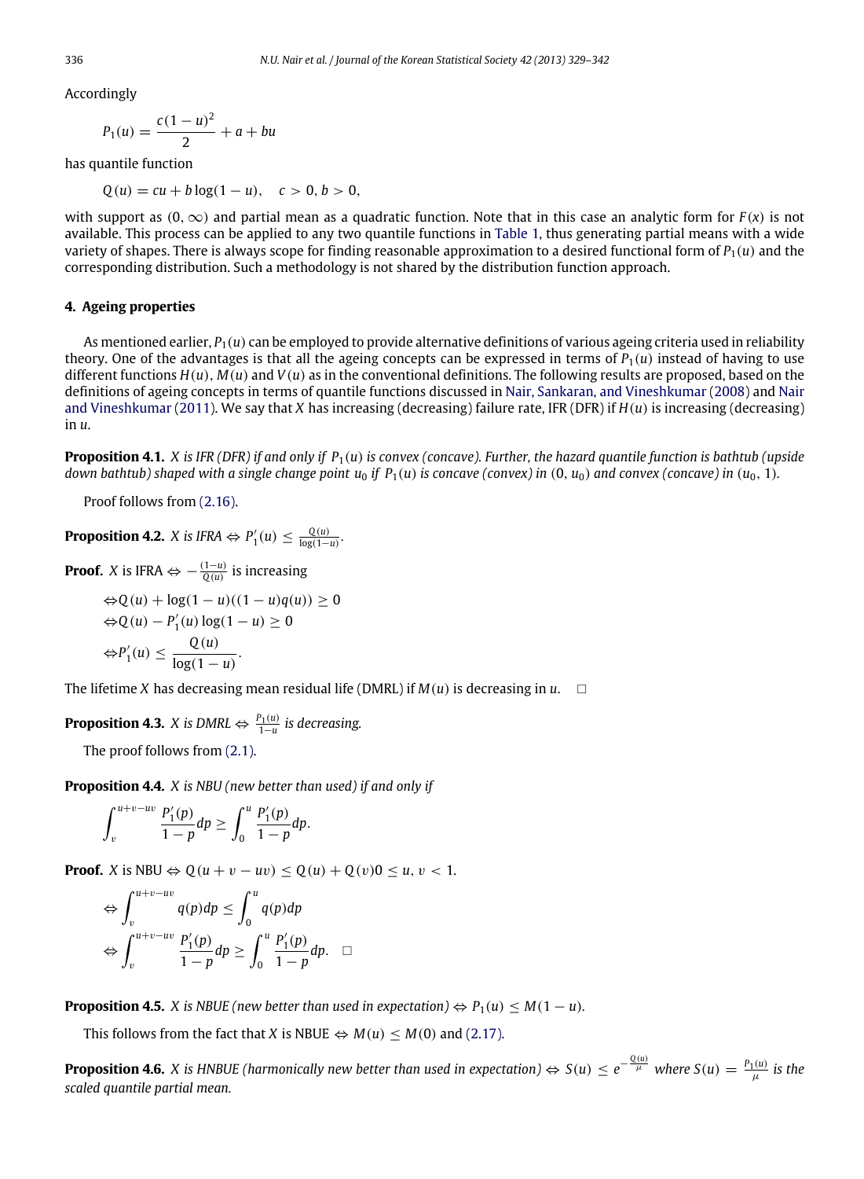Accordingly

$$P_1(u) = \frac{c(1-u)^2}{2} + a + bu$$

has quantile function

$$Q(u) = cu + b\log(1-u), \quad c > 0, b > 0,$$

with support as $(0, \infty)$ and partial mean as a quadratic function. Note that in this case an analytic form for $F(x)$ is not available. This process can be applied to any two quantile functions in Table 1, thus generating partial means with a wide variety of shapes. There is always scope for finding reasonable approximation to a desired functional form of $P_1(u)$ and the corresponding distribution. Such a methodology is not shared by the distribution function approach.

## 4. Ageing properties

As mentioned earlier, $P_1(u)$ can be employed to provide alternative definitions of various ageing criteria used in reliability theory. One of the advantages is that all the ageing concepts can be expressed in terms of $P_1(u)$ instead of having to use different functions $H(u)$, $M(u)$ and $V(u)$ as in the conventional definitions. The following results are proposed, based on the definitions of ageing concepts in terms of quantile functions discussed in Nair, Sankaran, and Vineshkumar (2008) and Nair and Vineshkumar (2011). We say that $X$ has increasing (decreasing) failure rate, IFR (DFR) if $H(u)$ is increasing (decreasing) in $u$.

**Proposition 4.1.** *$X$ is IFR (DFR) if and only if $P_1(u)$ is convex (concave). Further, the hazard quantile function is bathtub (upside down bathtub) shaped with a single change point $u_0$ if $P_1(u)$ is concave (convex) in $(0, u_0)$ and convex (concave) in $(u_0, 1)$.*

Proof follows from (2.16).

**Proposition 4.2.** *$X$ is IFRA $\Leftrightarrow P_1'(u) \le \frac{Q(u)}{\log(1-u)}$.*

**Proof.** $X$ is IFRA $\Leftrightarrow -\frac{(1-u)}{Q(u)}$ is increasing

$$\Leftrightarrow Q(u) + \log(1-u)((1-u)q(u)) \ge 0$$
$$\Leftrightarrow Q(u) - P_1'(u)\log(1-u) \ge 0$$
$$\Leftrightarrow P_1'(u) \le \frac{Q(u)}{\log(1-u)}.$$

The lifetime $X$ has decreasing mean residual life (DMRL) if $M(u)$ is decreasing in $u$. $\square$

**Proposition 4.3.** *$X$ is DMRL $\Leftrightarrow \frac{P_1(u)}{1-u}$ is decreasing.*

The proof follows from (2.1).

**Proposition 4.4.** *$X$ is NBU (new better than used) if and only if*

$$\int_v^{u+v-uv} \frac{P_1'(p)}{1-p}dp \ge \int_0^u \frac{P_1'(p)}{1-p}dp.$$

**Proof.** $X$ is NBU $\Leftrightarrow Q(u+v-uv) \le Q(u) + Q(v) 0 \le u, v < 1$.

$$\Leftrightarrow \int_v^{u+v-uv} q(p)dp \le \int_0^u q(p)dp$$
$$\Leftrightarrow \int_v^{u+v-uv} \frac{P_1'(p)}{1-p}dp \ge \int_0^u \frac{P_1'(p)}{1-p}dp. \quad \square$$

**Proposition 4.5.** *$X$ is NBUE (new better than used in expectation) $\Leftrightarrow P_1(u) \le M(1-u)$.*

This follows from the fact that $X$ is NBUE $\Leftrightarrow M(u) \le M(0)$ and (2.17).

**Proposition 4.6.** *$X$ is HNBUE (harmonically new better than used in expectation) $\Leftrightarrow S(u) \le e^{-\frac{Q(u)}{\mu}}$ where $S(u) = \frac{P_1(u)}{\mu}$ is the scaled quantile partial mean.*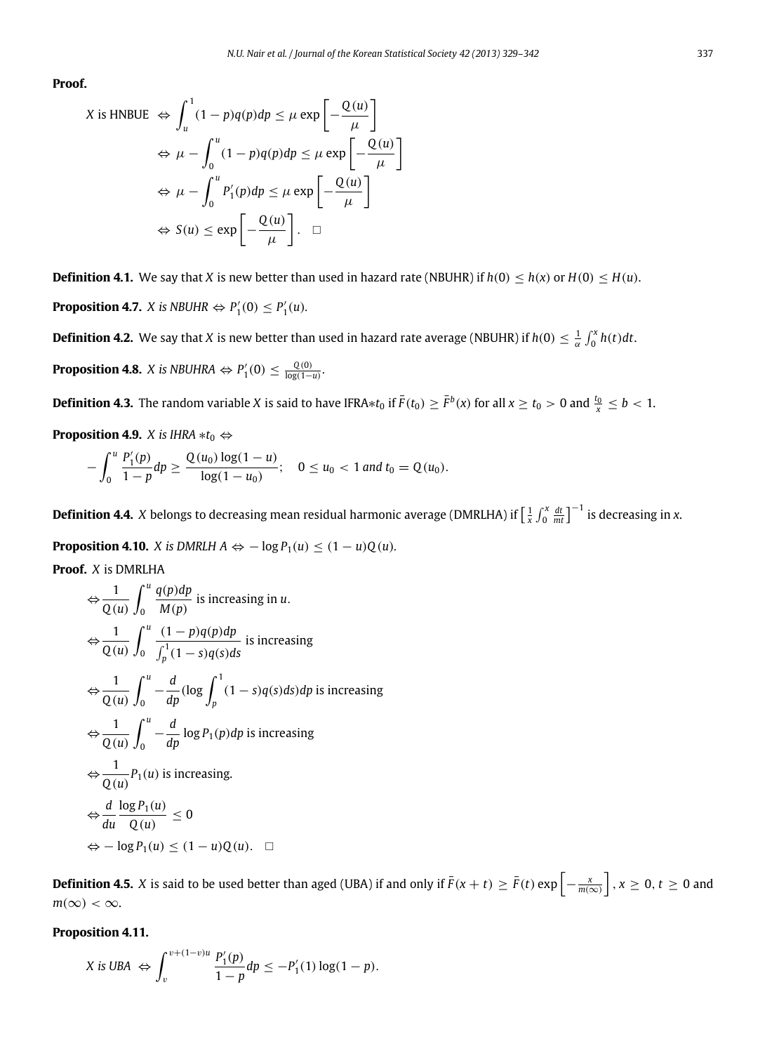**Proof.**

$$
\begin{aligned}
X \text{ is HNBUE } &\Leftrightarrow \int_u^1 (1-p)q(p)dp \le \mu \exp\left[-\frac{Q(u)}{\mu}\right] \\
&\Leftrightarrow \mu - \int_0^u (1-p)q(p)dp \le \mu \exp\left[-\frac{Q(u)}{\mu}\right] \\
&\Leftrightarrow \mu - \int_0^u P_1'(p)dp \le \mu \exp\left[-\frac{Q(u)}{\mu}\right] \\
&\Leftrightarrow S(u) \le \exp\left[-\frac{Q(u)}{\mu}\right]. \quad \square
\end{aligned}
$$

**Definition 4.1.** We say that $X$ is new better than used in hazard rate (NBUHR) if $h(0) \le h(x)$ or $H(0) \le H(u)$.

**Proposition 4.7.** *$X$ is NBUHR* $\Leftrightarrow P_1'(0) \le P_1'(u)$.

**Definition 4.2.** We say that $X$ is new better than used in hazard rate average (NBUHR) if $h(0) \le \frac{1}{\alpha}\int_0^x h(t)dt$.

**Proposition 4.8.** *$X$ is NBUHRA* $\Leftrightarrow P_1'(0) \le \frac{Q(0)}{\log(1-u)}$.

**Definition 4.3.** The random variable $X$ is said to have IFRA$*t_0$ if $\bar{F}(t_0) \ge \bar{F}^b(x)$ for all $x \ge t_0 > 0$ and $\frac{t_0}{x} \le b < 1$.

**Proposition 4.9.** *$X$ is IHRA $*t_0$* $\Leftrightarrow$

$$
-\int_0^u \frac{P_1'(p)}{1-p}dp \ge \frac{Q(u_0)\log(1-u)}{\log(1-u_0)}; \quad 0 \le u_0 < 1 \text{ and } t_0 = Q(u_0).
$$

**Definition 4.4.** $X$ belongs to decreasing mean residual harmonic average (DMRLHA) if $\left[\frac{1}{x}\int_0^x \frac{dt}{mt}\right]^{-1}$ is decreasing in $x$.

**Proposition 4.10.** *$X$ is DMRLH A* $\Leftrightarrow -\log P_1(u) \le (1-u)Q(u)$.

**Proof.** $X$ is DMRLHA

$$
\begin{aligned}
&\Leftrightarrow \frac{1}{Q(u)}\int_0^u \frac{q(p)dp}{M(p)} \text{ is increasing in } u. \\
&\Leftrightarrow \frac{1}{Q(u)}\int_0^u \frac{(1-p)q(p)dp}{\int_p^1 (1-s)q(s)ds} \text{ is increasing} \\
&\Leftrightarrow \frac{1}{Q(u)}\int_0^u -\frac{d}{dp}(\log\int_p^1 (1-s)q(s)ds)dp \text{ is increasing} \\
&\Leftrightarrow \frac{1}{Q(u)}\int_0^u -\frac{d}{dp}\log P_1(p)dp \text{ is increasing} \\
&\Leftrightarrow \frac{1}{Q(u)}P_1(u) \text{ is increasing.} \\
&\Leftrightarrow \frac{d}{du}\frac{\log P_1(u)}{Q(u)} \le 0 \\
&\Leftrightarrow -\log P_1(u) \le (1-u)Q(u). \quad \square
\end{aligned}
$$

**Definition 4.5.** $X$ is said to be used better than aged (UBA) if and only if $\bar{F}(x+t) \ge \bar{F}(t)\exp\left[-\frac{x}{m(\infty)}\right]$, $x \ge 0$, $t \ge 0$ and $m(\infty) < \infty$.

**Proposition 4.11.**

$$
X \text{ is UBA } \Leftrightarrow \int_v^{v+(1-v)u} \frac{P_1'(p)}{1-p}dp \le -P_1'(1)\log(1-p).
$$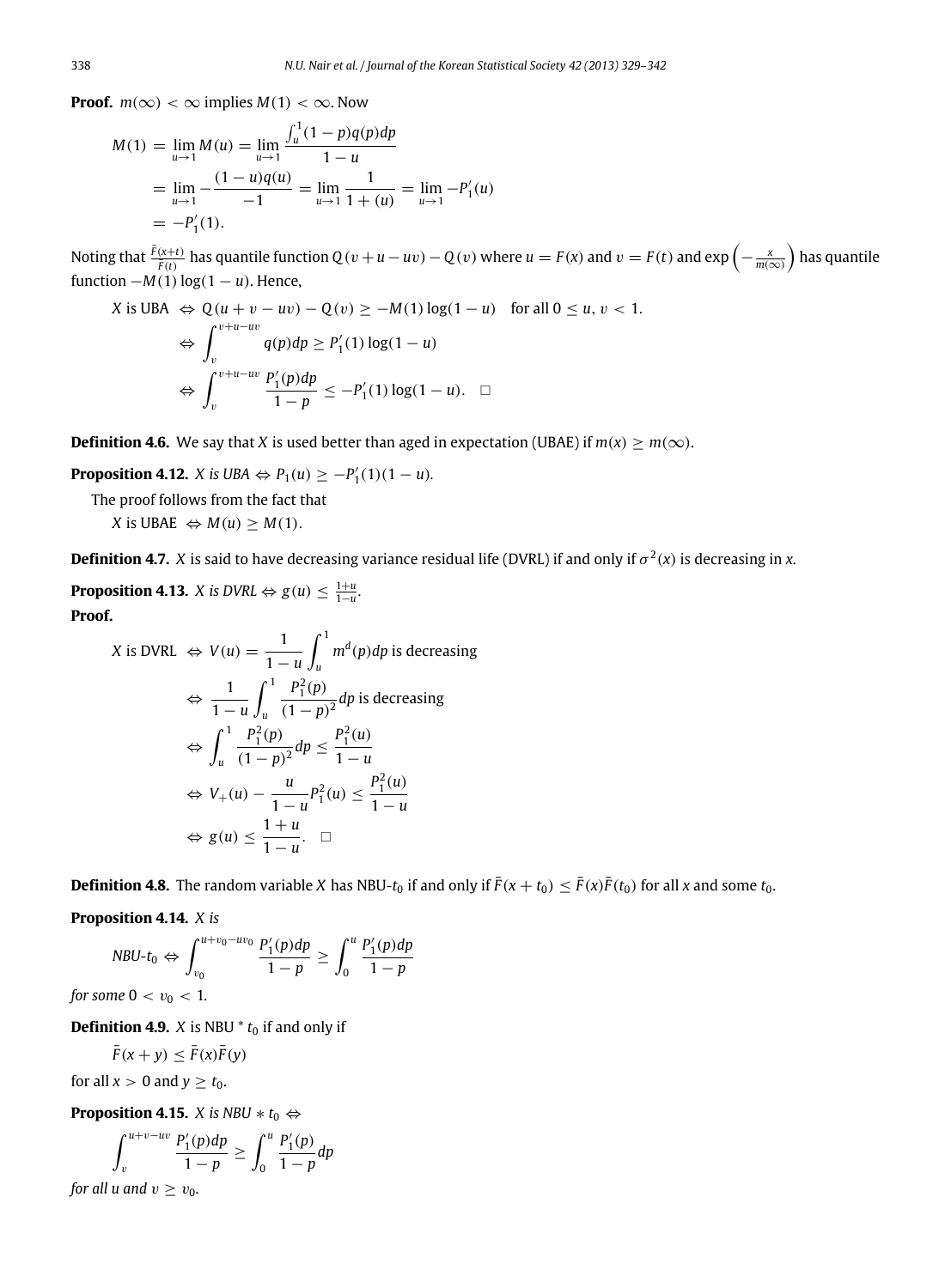**Proof.** $m(\infty) < \infty$ implies $M(1) < \infty$. Now

$$
\begin{aligned}
M(1) &= \lim_{u\to 1} M(u) = \lim_{u\to 1} \frac{\int_u^1 (1-p)q(p)dp}{1-u} \\
&= \lim_{u\to 1} -\frac{(1-u)q(u)}{-1} = \lim_{u\to 1} \frac{1}{1+(u)} = \lim_{u\to 1} -P_1'(u) \\
&= -P_1'(1).
\end{aligned}
$$

Noting that $\frac{\bar{F}(x+t)}{\bar{F}(t)}$ has quantile function $Q(v+u-uv) - Q(v)$ where $u = F(x)$ and $v = F(t)$ and $\exp\left(-\frac{x}{m(\infty)}\right)$ has quantile function $-M(1)\log(1-u)$. Hence,

$$
\begin{aligned}
X \text{ is UBA } &\Leftrightarrow Q(u+v-uv) - Q(v) \geq -M(1)\log(1-u) \quad \text{for all } 0 \leq u, v < 1. \\
&\Leftrightarrow \int_v^{v+u-uv} q(p)dp \geq P_1'(1)\log(1-u) \\
&\Leftrightarrow \int_v^{v+u-uv} \frac{P_1'(p)dp}{1-p} \leq -P_1'(1)\log(1-u). \quad \square
\end{aligned}
$$

**Definition 4.6.** We say that $X$ is used better than aged in expectation (UBAE) if $m(x) \geq m(\infty)$.

**Proposition 4.12.** *$X$ is UBA $\Leftrightarrow P_1(u) \geq -P_1'(1)(1-u)$.*

The proof follows from the fact that

$X$ is UBAE $\Leftrightarrow M(u) \geq M(1)$.

**Definition 4.7.** $X$ is said to have decreasing variance residual life (DVRL) if and only if $\sigma^2(x)$ is decreasing in $x$.

**Proposition 4.13.** *$X$ is DVRL $\Leftrightarrow g(u) \leq \frac{1+u}{1-u}$.*

**Proof.**

$$
\begin{aligned}
X \text{ is DVRL } &\Leftrightarrow V(u) = \frac{1}{1-u}\int_u^1 m^d(p)dp \text{ is decreasing} \\
&\Leftrightarrow \frac{1}{1-u}\int_u^1 \frac{P_1^2(p)}{(1-p)^2}dp \text{ is decreasing} \\
&\Leftrightarrow \int_u^1 \frac{P_1^2(p)}{(1-p)^2}dp \leq \frac{P_1^2(u)}{1-u} \\
&\Leftrightarrow V_+(u) - \frac{u}{1-u}P_1^2(u) \leq \frac{P_1^2(u)}{1-u} \\
&\Leftrightarrow g(u) \leq \frac{1+u}{1-u}. \quad \square
\end{aligned}
$$

**Definition 4.8.** The random variable $X$ has NBU-$t_0$ if and only if $\bar{F}(x+t_0) \leq \bar{F}(x)\bar{F}(t_0)$ for all $x$ and some $t_0$.

**Proposition 4.14.** *$X$ is*

$$
\text{NBU-}t_0 \Leftrightarrow \int_{v_0}^{u+v_0-uv_0} \frac{P_1'(p)dp}{1-p} \geq \int_0^u \frac{P_1'(p)dp}{1-p}
$$

*for some $0 < v_0 < 1$.*

**Definition 4.9.** $X$ is NBU $^*$ $t_0$ if and only if

$\bar{F}(x+y) \leq \bar{F}(x)\bar{F}(y)$

for all $x > 0$ and $y \geq t_0$.

**Proposition 4.15.** *$X$ is NBU $*$ $t_0$ $\Leftrightarrow$*

$$
\int_v^{u+v-uv} \frac{P_1'(p)dp}{1-p} \geq \int_0^u \frac{P_1'(p)}{1-p}dp
$$

*for all $u$ and $v \geq v_0$.*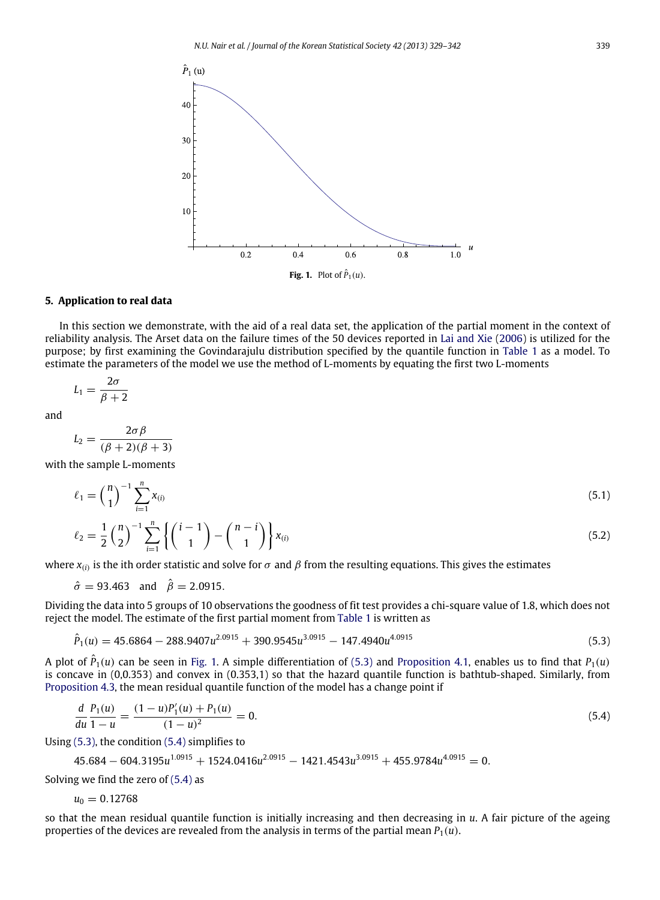Fig. 1. Plot of $\hat{P}_1(u)$.

## 5. Application to real data

In this section we demonstrate, with the aid of a real data set, the application of the partial moment in the context of reliability analysis. The Arset data on the failure times of the 50 devices reported in Lai and Xie (2006) is utilized for the purpose; by first examining the Govindarajulu distribution specified by the quantile function in Table 1 as a model. To estimate the parameters of the model we use the method of L-moments by equating the first two L-moments

$$L_1 = \frac{2\sigma}{\beta + 2}$$

and

$$L_2 = \frac{2\sigma\beta}{(\beta + 2)(\beta + 3)}$$

with the sample L-moments

$$\ell_1 = \binom{n}{1}^{-1} \sum_{i=1}^{n} x_{(i)} \tag{5.1}$$

$$\ell_2 = \frac{1}{2}\binom{n}{2}^{-1} \sum_{i=1}^{n} \left\{ \binom{i-1}{1} - \binom{n-i}{1} \right\} x_{(i)} \tag{5.2}$$

where $x_{(i)}$ is the ith order statistic and solve for $\sigma$ and $\beta$ from the resulting equations. This gives the estimates

$$\hat{\sigma} = 93.463 \quad \text{and} \quad \hat{\beta} = 2.0915.$$

Dividing the data into 5 groups of 10 observations the goodness of fit test provides a chi-square value of 1.8, which does not reject the model. The estimate of the first partial moment from Table 1 is written as

$$\hat{P}_1(u) = 45.6864 - 288.9407u^{2.0915} + 390.9545u^{3.0915} - 147.4940u^{4.0915} \tag{5.3}$$

A plot of $\hat{P}_1(u)$ can be seen in Fig. 1. A simple differentiation of (5.3) and Proposition 4.1, enables us to find that $P_1(u)$ is concave in (0,0.353) and convex in (0.353,1) so that the hazard quantile function is bathtub-shaped. Similarly, from Proposition 4.3, the mean residual quantile function of the model has a change point if

$$\frac{d}{du}\frac{P_1(u)}{1-u} = \frac{(1-u)P_1'(u) + P_1(u)}{(1-u)^2} = 0. \tag{5.4}$$

Using (5.3), the condition (5.4) simplifies to

$$45.684 - 604.3195u^{1.0915} + 1524.0416u^{2.0915} - 1421.4543u^{3.0915} + 455.9784u^{4.0915} = 0.$$

Solving we find the zero of (5.4) as

$$u_0 = 0.12768$$

so that the mean residual quantile function is initially increasing and then decreasing in $u$. A fair picture of the ageing properties of the devices are revealed from the analysis in terms of the partial mean $P_1(u)$.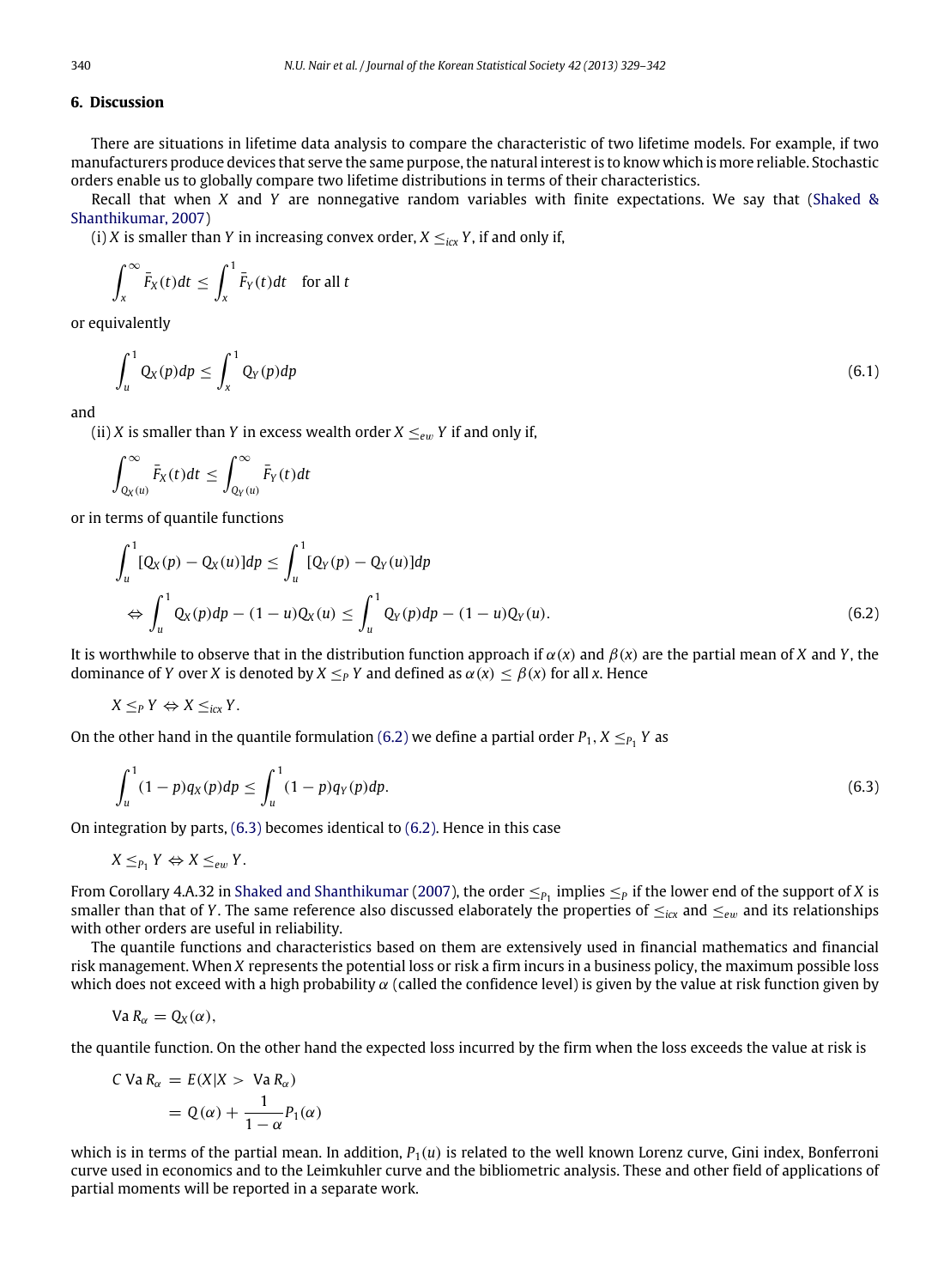## 6. Discussion

There are situations in lifetime data analysis to compare the characteristic of two lifetime models. For example, if two manufacturers produce devices that serve the same purpose, the natural interest is to know which is more reliable. Stochastic orders enable us to globally compare two lifetime distributions in terms of their characteristics.

Recall that when $X$ and $Y$ are nonnegative random variables with finite expectations. We say that (Shaked & Shanthikumar, 2007)

(i) $X$ is smaller than $Y$ in increasing convex order, $X \leq_{icx} Y$, if and only if,

$$\int_x^\infty \bar{F}_X(t)dt \leq \int_x^1 \bar{F}_Y(t)dt \quad \text{for all } t$$

or equivalently

$$\int_u^1 Q_X(p)dp \leq \int_x^1 Q_Y(p)dp \tag{6.1}$$

and

(ii) $X$ is smaller than $Y$ in excess wealth order $X \leq_{ew} Y$ if and only if,

$$\int_{Q_X(u)}^\infty \bar{F}_X(t)dt \leq \int_{Q_Y(u)}^\infty \bar{F}_Y(t)dt$$

or in terms of quantile functions

$$\int_u^1 [Q_X(p) - Q_X(u)]dp \leq \int_u^1 [Q_Y(p) - Q_Y(u)]dp$$
$$\Leftrightarrow \int_u^1 Q_X(p)dp - (1-u)Q_X(u) \leq \int_u^1 Q_Y(p)dp - (1-u)Q_Y(u). \tag{6.2}$$

It is worthwhile to observe that in the distribution function approach if $\alpha(x)$ and $\beta(x)$ are the partial mean of $X$ and $Y$, the dominance of $Y$ over $X$ is denoted by $X \leq_P Y$ and defined as $\alpha(x) \leq \beta(x)$ for all $x$. Hence

$$X \leq_P Y \Leftrightarrow X \leq_{icx} Y.$$

On the other hand in the quantile formulation (6.2) we define a partial order $P_1$, $X \leq_{P_1} Y$ as

$$\int_u^1 (1-p)q_X(p)dp \leq \int_u^1 (1-p)q_Y(p)dp. \tag{6.3}$$

On integration by parts, (6.3) becomes identical to (6.2). Hence in this case

$$X \leq_{P_1} Y \Leftrightarrow X \leq_{ew} Y.$$

From Corollary 4.A.32 in Shaked and Shanthikumar (2007), the order $\leq_{P_1}$ implies $\leq_P$ if the lower end of the support of $X$ is smaller than that of $Y$. The same reference also discussed elaborately the properties of $\leq_{icx}$ and $\leq_{ew}$ and its relationships with other orders are useful in reliability.

The quantile functions and characteristics based on them are extensively used in financial mathematics and financial risk management. When $X$ represents the potential loss or risk a firm incurs in a business policy, the maximum possible loss which does not exceed with a high probability $\alpha$ (called the confidence level) is given by the value at risk function given by

$$\text{Va } R_\alpha = Q_X(\alpha),$$

the quantile function. On the other hand the expected loss incurred by the firm when the loss exceeds the value at risk is

$$\begin{aligned} C \text{ Va } R_\alpha &= E(X|X > \text{ Va } R_\alpha) \\ &= Q(\alpha) + \frac{1}{1-\alpha}P_1(\alpha) \end{aligned}$$

which is in terms of the partial mean. In addition, $P_1(u)$ is related to the well known Lorenz curve, Gini index, Bonferroni curve used in economics and to the Leimkuhler curve and the bibliometric analysis. These and other field of applications of partial moments will be reported in a separate work.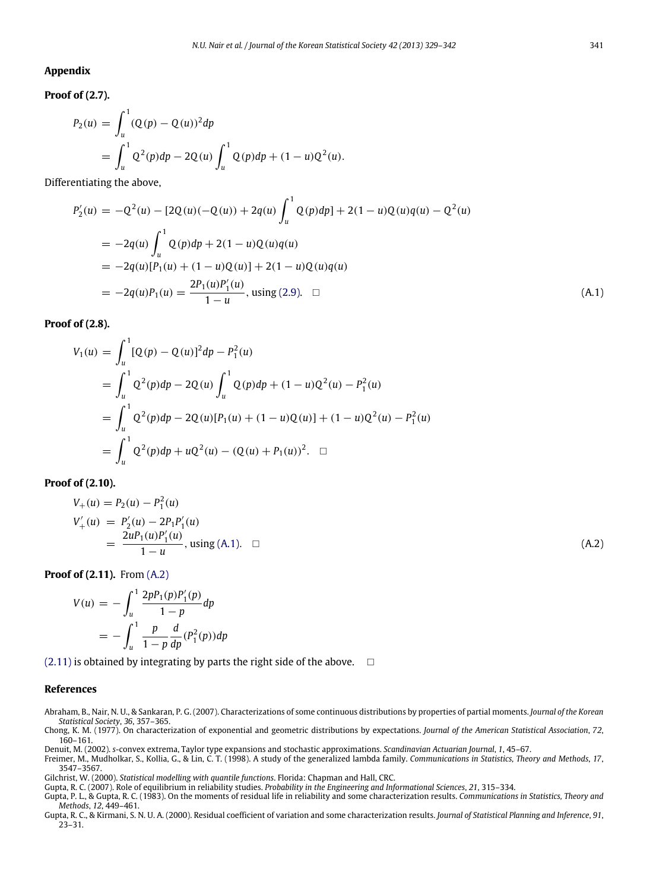## Appendix

**Proof of (2.7).**

$$
\begin{aligned}
P_2(u) &= \int_u^1 (Q(p) - Q(u))^2 dp \\
&= \int_u^1 Q^2(p)dp - 2Q(u)\int_u^1 Q(p)dp + (1-u)Q^2(u).
\end{aligned}
$$

Differentiating the above,

$$
\begin{aligned}
P_2'(u) &= -Q^2(u) - [2Q(u)(-Q(u)) + 2q(u)\int_u^1 Q(p)dp] + 2(1-u)Q(u)q(u) - Q^2(u) \\
&= -2q(u)\int_u^1 Q(p)dp + 2(1-u)Q(u)q(u) \\
&= -2q(u)[P_1(u) + (1-u)Q(u)] + 2(1-u)Q(u)q(u) \\
&= -2q(u)P_1(u) = \frac{2P_1(u)P_1'(u)}{1-u}, \text{ using (2.9).} \quad \square \qquad \text{(A.1)}
\end{aligned}
$$

**Proof of (2.8).**

$$
\begin{aligned}
V_1(u) &= \int_u^1 [Q(p) - Q(u)]^2 dp - P_1^2(u) \\
&= \int_u^1 Q^2(p)dp - 2Q(u)\int_u^1 Q(p)dp + (1-u)Q^2(u) - P_1^2(u) \\
&= \int_u^1 Q^2(p)dp - 2Q(u)[P_1(u) + (1-u)Q(u)] + (1-u)Q^2(u) - P_1^2(u) \\
&= \int_u^1 Q^2(p)dp + uQ^2(u) - (Q(u) + P_1(u))^2. \quad \square
\end{aligned}
$$

**Proof of (2.10).**

$$
\begin{aligned}
V_+(u) &= P_2(u) - P_1^2(u) \\
V_+'(u) &= P_2'(u) - 2P_1P_1'(u) \\
&= \frac{2uP_1(u)P_1'(u)}{1-u}, \text{ using (A.1).} \quad \square \qquad \text{(A.2)}
\end{aligned}
$$

**Proof of (2.11).** From (A.2)

$$
\begin{aligned}
V(u) &= -\int_u^1 \frac{2pP_1(p)P_1'(p)}{1-p} dp \\
&= -\int_u^1 \frac{p}{1-p}\frac{d}{dp}(P_1^2(p))dp
\end{aligned}
$$

(2.11) is obtained by integrating by parts the right side of the above. $\square$

## References

Abraham, B., Nair, N. U., & Sankaran, P. G. (2007). Characterizations of some continuous distributions by properties of partial moments. *Journal of the Korean Statistical Society*, *36*, 357–365.

Chong, K. M. (1977). On characterization of exponential and geometric distributions by expectations. *Journal of the American Statistical Association*, *72*, 160–161.

Denuit, M. (2002). *s*-convex extrema, Taylor type expansions and stochastic approximations. *Scandinavian Actuarian Journal*, *1*, 45–67.

Freimer, M., Mudholkar, S., Kollia, G., & Lin, C. T. (1998). A study of the generalized lambda family. *Communications in Statistics, Theory and Methods*, *17*, 3547–3567.

Gilchrist, W. (2000). *Statistical modelling with quantile functions*. Florida: Chapman and Hall, CRC.

Gupta, R. C. (2007). Role of equilibrium in reliability studies. *Probability in the Engineering and Informational Sciences*, *21*, 315–334.

Gupta, P. L., & Gupta, R. C. (1983). On the moments of residual life in reliability and some characterization results. *Communications in Statistics, Theory and Methods*, *12*, 449–461.

Gupta, R. C., & Kirmani, S. N. U. A. (2000). Residual coefficient of variation and some characterization results. *Journal of Statistical Planning and Inference*, *91*, 23–31.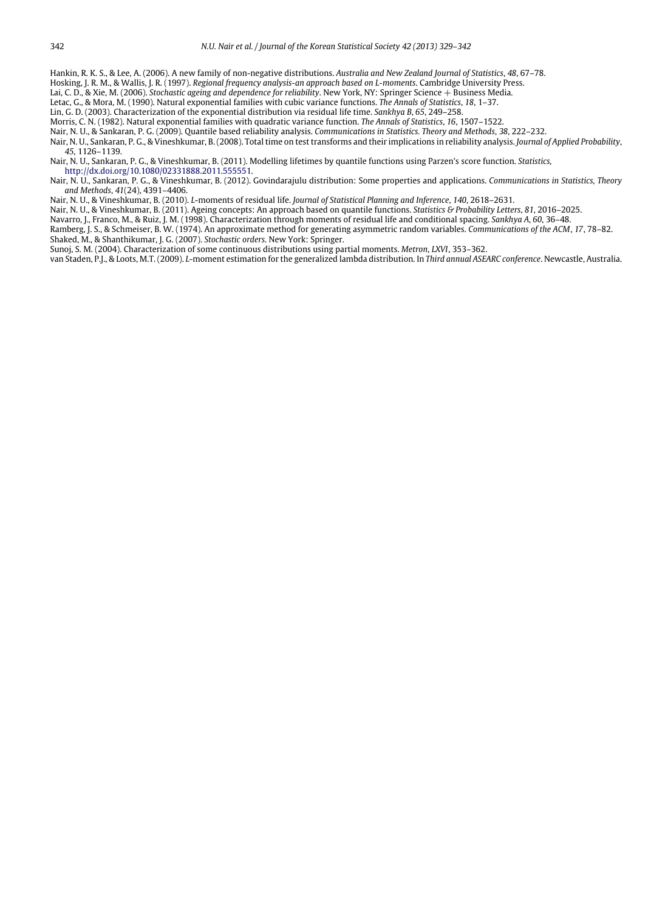Hankin, R. K. S., & Lee, A. (2006). A new family of non-negative distributions. *Australia and New Zealand Journal of Statistics*, *48*, 67–78.

Hosking, J. R. M., & Wallis, J. R. (1997). *Regional frequency analysis-an approach based on L-moments*. Cambridge University Press.

Lai, C. D., & Xie, M. (2006). *Stochastic ageing and dependence for reliability*. New York, NY: Springer Science + Business Media.

Letac, G., & Mora, M. (1990). Natural exponential families with cubic variance functions. *The Annals of Statistics*, *18*, 1–37.

Lin, G. D. (2003). Characterization of the exponential distribution via residual life time. *Sankhya B*, *65*, 249–258.

Morris, C. N. (1982). Natural exponential families with quadratic variance function. *The Annals of Statistics*, *16*, 1507–1522.

Nair, N. U., & Sankaran, P. G. (2009). Quantile based reliability analysis. *Communications in Statistics. Theory and Methods*, *38*, 222–232.

Nair, N. U., Sankaran, P. G., & Vineshkumar, B. (2008). Total time on test transforms and their implications in reliability analysis. *Journal of Applied Probability*, *45*, 1126–1139.

Nair, N. U., Sankaran, P. G., & Vineshkumar, B. (2011). Modelling lifetimes by quantile functions using Parzen's score function. *Statistics*, http://dx.doi.org/10.1080/02331888.2011.555551.

Nair, N. U., Sankaran, P. G., & Vineshkumar, B. (2012). Govindarajulu distribution: Some properties and applications. *Communications in Statistics, Theory and Methods*, *41*(24), 4391–4406.

Nair, N. U., & Vineshkumar, B. (2010). *L*-moments of residual life. *Journal of Statistical Planning and Inference*, *140*, 2618–2631.

Nair, N. U., & Vineshkumar, B. (2011). Ageing concepts: An approach based on quantile functions. *Statistics & Probability Letters*, *81*, 2016–2025.

Navarro, J., Franco, M., & Ruiz, J. M. (1998). Characterization through moments of residual life and conditional spacing. *Sankhya A*, *60*, 36–48.

Ramberg, J. S., & Schmeiser, B. W. (1974). An approximate method for generating asymmetric random variables. *Communications of the ACM*, *17*, 78–82.

Shaked, M., & Shanthikumar, J. G. (2007). *Stochastic orders*. New York: Springer.

Sunoj, S. M. (2004). Characterization of some continuous distributions using partial moments. *Metron*, *LXVI*, 353–362.

van Staden, P.J., & Loots, M.T. (2009). *L*-moment estimation for the generalized lambda distribution. In *Third annual ASEARC conference*. Newcastle, Australia.